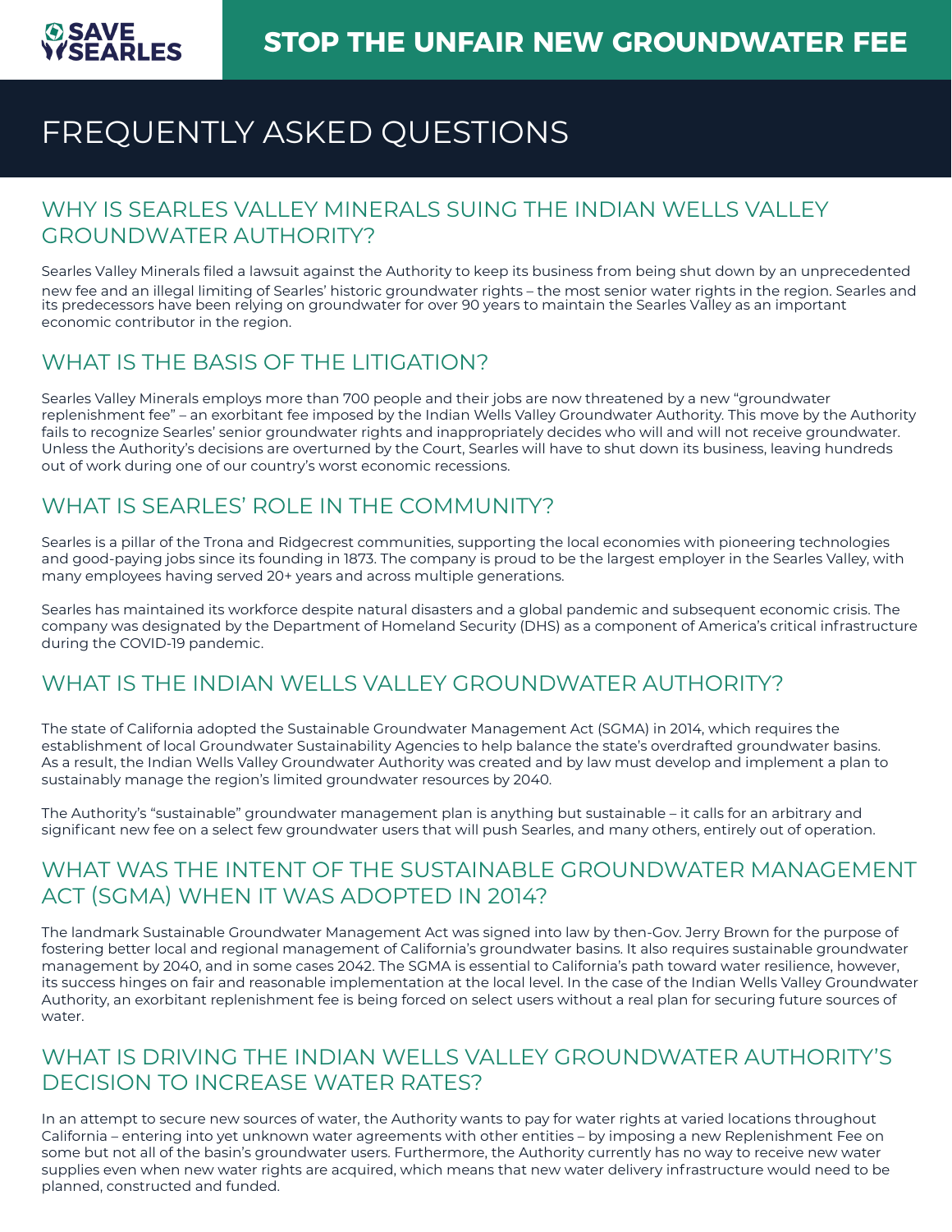SAVE SEARLES

# STOP THE UNFAIR NEW GROUNDWATER FEE

# FREQUENTLY ASKED QUESTIONS

## WHY IS SEARLES VALLEY MINERALS SUING THE INDIAN WELLS VALLEY GROUNDWATER AUTHORITY?

Searles Valley Minerals filed a lawsuit against the Authority to keep its business from being shut down by an unprecedented new fee and an illegal limiting of Searles' historic groundwater rights – the most senior water rights in the region. Searles and its predecessors have been relying on groundwater for over 90 years to maintain the Searles Valley as an important economic contributor in the region.

## WHAT IS THE BASIS OF THE LITIGATION?

Searles Valley Minerals employs more than 700 people and their jobs are now threatened by a new "groundwater replenishment fee" – an exorbitant fee imposed by the Indian Wells Valley Groundwater Authority. This move by the Authority fails to recognize Searles' senior groundwater rights and inappropriately decides who will and will not receive groundwater. Unless the Authority's decisions are overturned by the Court, Searles will have to shut down its business, leaving hundreds out of work during one of our country's worst economic recessions.

## WHAT IS SEARLES' ROLE IN THE COMMUNITY?

Searles is a pillar of the Trona and Ridgecrest communities, supporting the local economies with pioneering technologies and good-paying jobs since its founding in 1873. The company is proud to be the largest employer in the Searles Valley, with many employees having served 20+ years and across multiple generations.

Searles has maintained its workforce despite natural disasters and a global pandemic and subsequent economic crisis. The company was designated by the Department of Homeland Security (DHS) as a component of America's critical infrastructure during the COVID-19 pandemic.

## WHAT IS THE INDIAN WELLS VALLEY GROUNDWATER AUTHORITY?

The state of California adopted the Sustainable Groundwater Management Act (SGMA) in 2014, which requires the establishment of local Groundwater Sustainability Agencies to help balance the state's overdrafted groundwater basins. As a result, the Indian Wells Valley Groundwater Authority was created and by law must develop and implement a plan to sustainably manage the region's limited groundwater resources by 2040.

The Authority's "sustainable" groundwater management plan is anything but sustainable – it calls for an arbitrary and significant new fee on a select few groundwater users that will push Searles, and many others, entirely out of operation.

## WHAT WAS THE INTENT OF THE SUSTAINABLE GROUNDWATER MANAGEMENT ACT (SGMA) WHEN IT WAS ADOPTED IN 2014?

The landmark Sustainable Groundwater Management Act was signed into law by then-Gov. Jerry Brown for the purpose of fostering better local and regional management of California's groundwater basins. It also requires sustainable groundwater management by 2040, and in some cases 2042. The SGMA is essential to California's path toward water resilience, however, its success hinges on fair and reasonable implementation at the local level. In the case of the Indian Wells Valley Groundwater Authority, an exorbitant replenishment fee is being forced on select users without a real plan for securing future sources of water.

## WHAT IS DRIVING THE INDIAN WELLS VALLEY GROUNDWATER AUTHORITY'S DECISION TO INCREASE WATER RATES?

In an attempt to secure new sources of water, the Authority wants to pay for water rights at varied locations throughout California – entering into yet unknown water agreements with other entities – by imposing a new Replenishment Fee on some but not all of the basin's groundwater users. Furthermore, the Authority currently has no way to receive new water supplies even when new water rights are acquired, which means that new water delivery infrastructure would need to be planned, constructed and funded.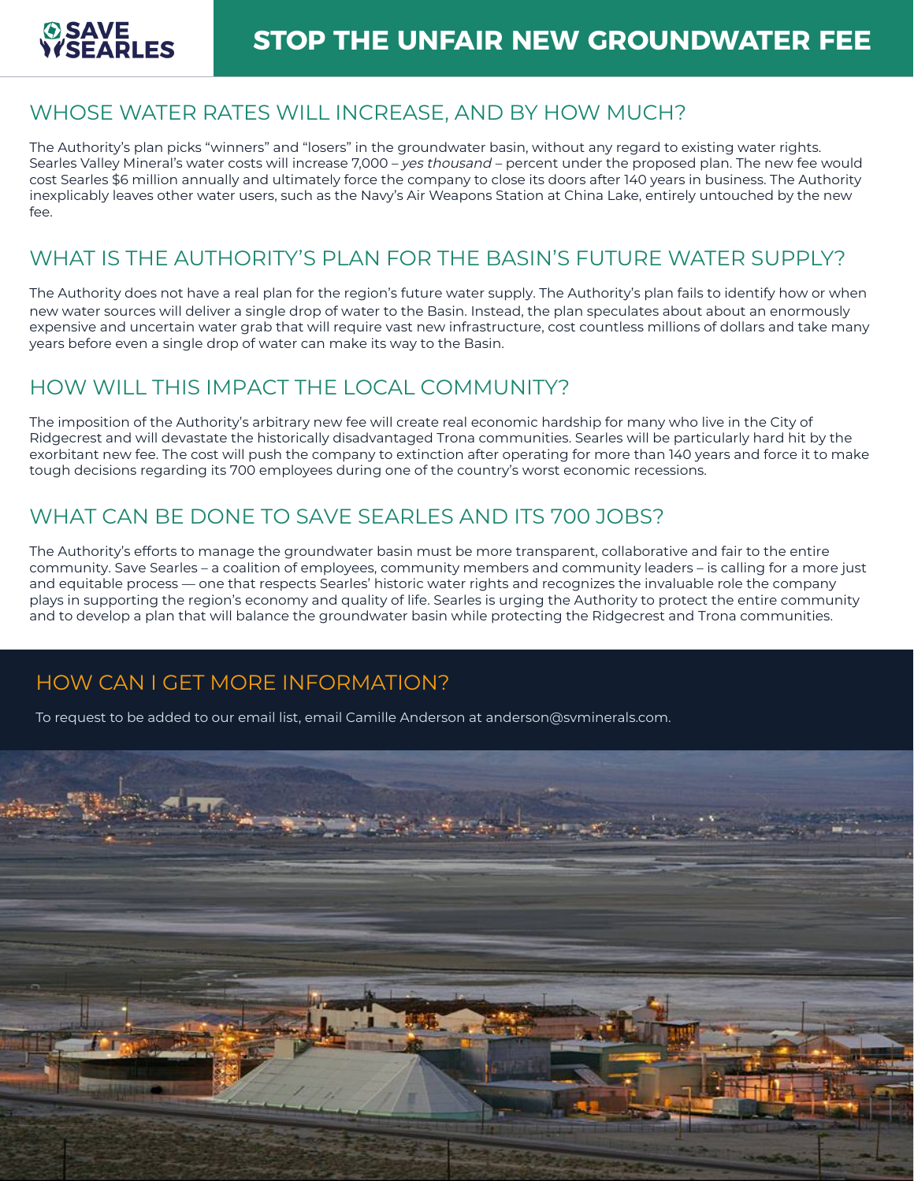**SAVE SEARLES**

# STOP THE UNFAIR NEW GROUNDWATER FEE

## WHOSE WATER RATES WILL INCREASE, AND BY HOW MUCH?

The Authority's plan picks "winners" and "losers" in the groundwater basin, without any regard to existing water rights. Searles Valley Mineral's water costs will increase 7,000 – *yes thousand* – percent under the proposed plan. The new fee would cost Searles $6 million annually and ultimately force the company to close its doors after 140 years in business. The Authority inexplicably leaves other water users, such as the Navy's Air Weapons Station at China Lake, entirely untouched by the new fee.

## WHAT IS THE AUTHORITY'S PLAN FOR THE BASIN'S FUTURE WATER SUPPLY?

The Authority does not have a real plan for the region's future water supply. The Authority's plan fails to identify how or when new water sources will deliver a single drop of water to the Basin. Instead, the plan speculates about about an enormously expensive and uncertain water grab that will require vast new infrastructure, cost countless millions of dollars and take many years before even a single drop of water can make its way to the Basin.

## HOW WILL THIS IMPACT THE LOCAL COMMUNITY?

The imposition of the Authority's arbitrary new fee will create real economic hardship for many who live in the City of Ridgecrest and will devastate the historically disadvantaged Trona communities. Searles will be particularly hard hit by the exorbitant new fee. The cost will push the company to extinction after operating for more than 140 years and force it to make tough decisions regarding its 700 employees during one of the country's worst economic recessions.

## WHAT CAN BE DONE TO SAVE SEARLES AND ITS 700 JOBS?

The Authority's efforts to manage the groundwater basin must be more transparent, collaborative and fair to the entire community. Save Searles – a coalition of employees, community members and community leaders – is calling for a more just and equitable process — one that respects Searles' historic water rights and recognizes the invaluable role the company plays in supporting the region's economy and quality of life. Searles is urging the Authority to protect the entire community and to develop a plan that will balance the groundwater basin while protecting the Ridgecrest and Trona communities.

## HOW CAN I GET MORE INFORMATION?

To request to be added to our email list, email Camille Anderson at anderson@svminerals.com.